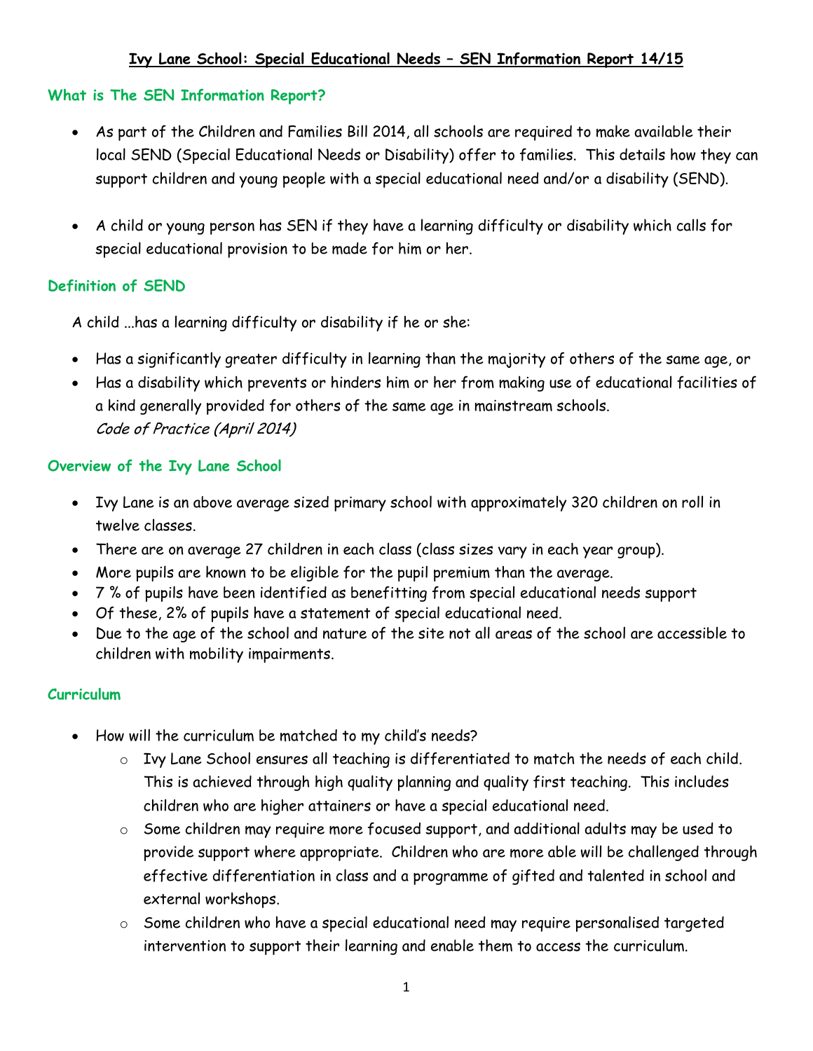# Ivy Lane School: Special Educational Needs – SEN Information Report 14/15

## What is The SEN Information Report?

- As part of the Children and Families Bill 2014, all schools are required to make available their local SEND (Special Educational Needs or Disability) offer to families. This details how they can support children and young people with a special educational need and/or a disability (SEND).
- A child or young person has SEN if they have a learning difficulty or disability which calls for special educational provision to be made for him or her.

## Definition of SEND

A child ...has a learning difficulty or disability if he or she:

- Has a significantly greater difficulty in learning than the majority of others of the same age, or
- Has a disability which prevents or hinders him or her from making use of educational facilities of a kind generally provided for others of the same age in mainstream schools.
  *Code of Practice (April 2014)*

## Overview of the Ivy Lane School

- Ivy Lane is an above average sized primary school with approximately 320 children on roll in twelve classes.
- There are on average 27 children in each class (class sizes vary in each year group).
- More pupils are known to be eligible for the pupil premium than the average.
- 7 % of pupils have been identified as benefitting from special educational needs support
- Of these, 2% of pupils have a statement of special educational need.
- Due to the age of the school and nature of the site not all areas of the school are accessible to children with mobility impairments.

## Curriculum

- How will the curriculum be matched to my child's needs?
  - Ivy Lane School ensures all teaching is differentiated to match the needs of each child. This is achieved through high quality planning and quality first teaching. This includes children who are higher attainers or have a special educational need.
  - Some children may require more focused support, and additional adults may be used to provide support where appropriate. Children who are more able will be challenged through effective differentiation in class and a programme of gifted and talented in school and external workshops.
  - Some children who have a special educational need may require personalised targeted intervention to support their learning and enable them to access the curriculum.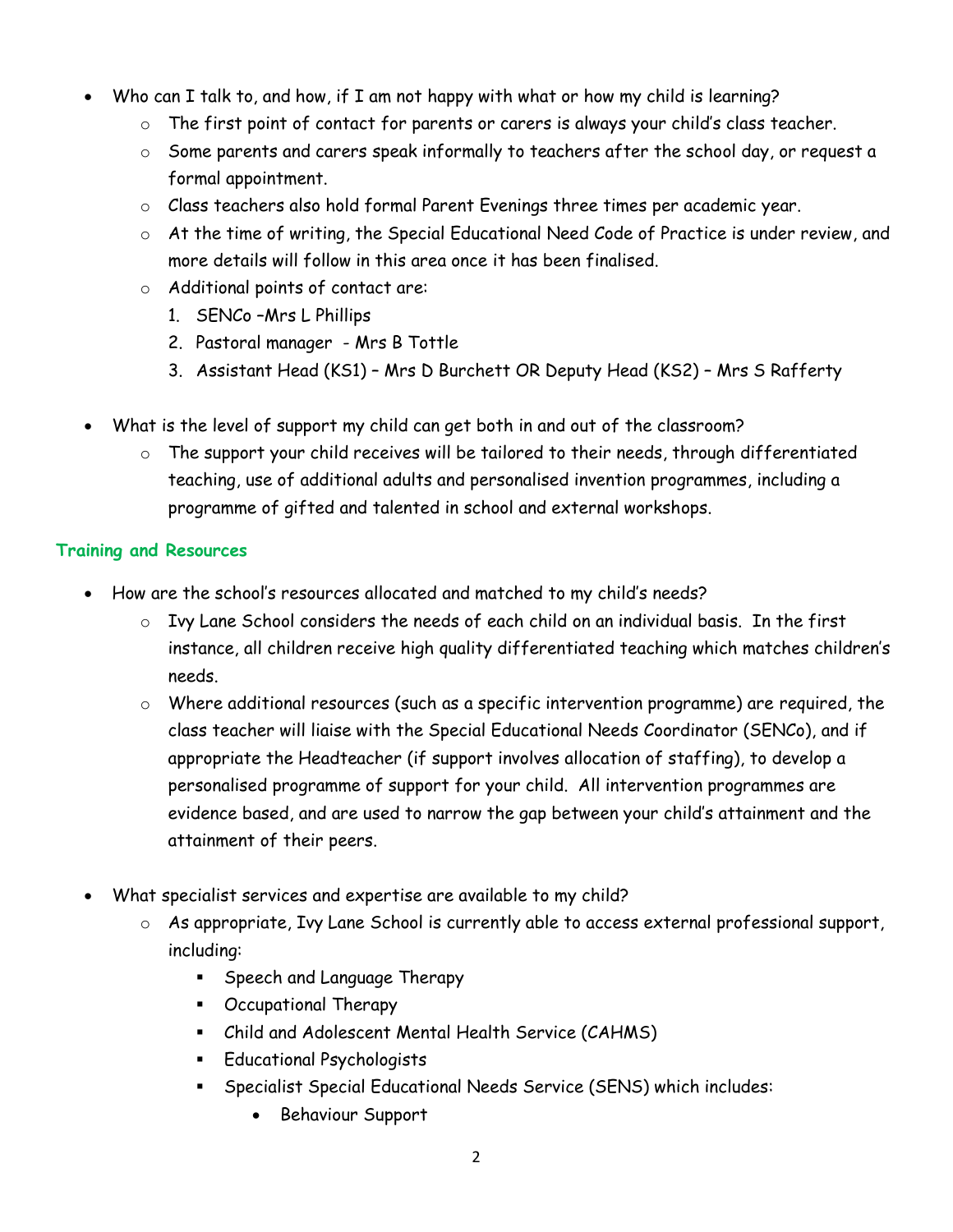- Who can I talk to, and how, if I am not happy with what or how my child is learning?
  - The first point of contact for parents or carers is always your child's class teacher.
  - Some parents and carers speak informally to teachers after the school day, or request a formal appointment.
  - Class teachers also hold formal Parent Evenings three times per academic year.
  - At the time of writing, the Special Educational Need Code of Practice is under review, and more details will follow in this area once it has been finalised.
  - Additional points of contact are:
    1. SENCo –Mrs L Phillips
    2. Pastoral manager - Mrs B Tottle
    3. Assistant Head (KS1) – Mrs D Burchett OR Deputy Head (KS2) – Mrs S Rafferty

- What is the level of support my child can get both in and out of the classroom?
  - The support your child receives will be tailored to their needs, through differentiated teaching, use of additional adults and personalised invention programmes, including a programme of gifted and talented in school and external workshops.

## Training and Resources

- How are the school's resources allocated and matched to my child's needs?
  - Ivy Lane School considers the needs of each child on an individual basis. In the first instance, all children receive high quality differentiated teaching which matches children's needs.
  - Where additional resources (such as a specific intervention programme) are required, the class teacher will liaise with the Special Educational Needs Coordinator (SENCo), and if appropriate the Headteacher (if support involves allocation of staffing), to develop a personalised programme of support for your child. All intervention programmes are evidence based, and are used to narrow the gap between your child's attainment and the attainment of their peers.

- What specialist services and expertise are available to my child?
  - As appropriate, Ivy Lane School is currently able to access external professional support, including:
    - Speech and Language Therapy
    - Occupational Therapy
    - Child and Adolescent Mental Health Service (CAHMS)
    - Educational Psychologists
    - Specialist Special Educational Needs Service (SENS) which includes:
      - Behaviour Support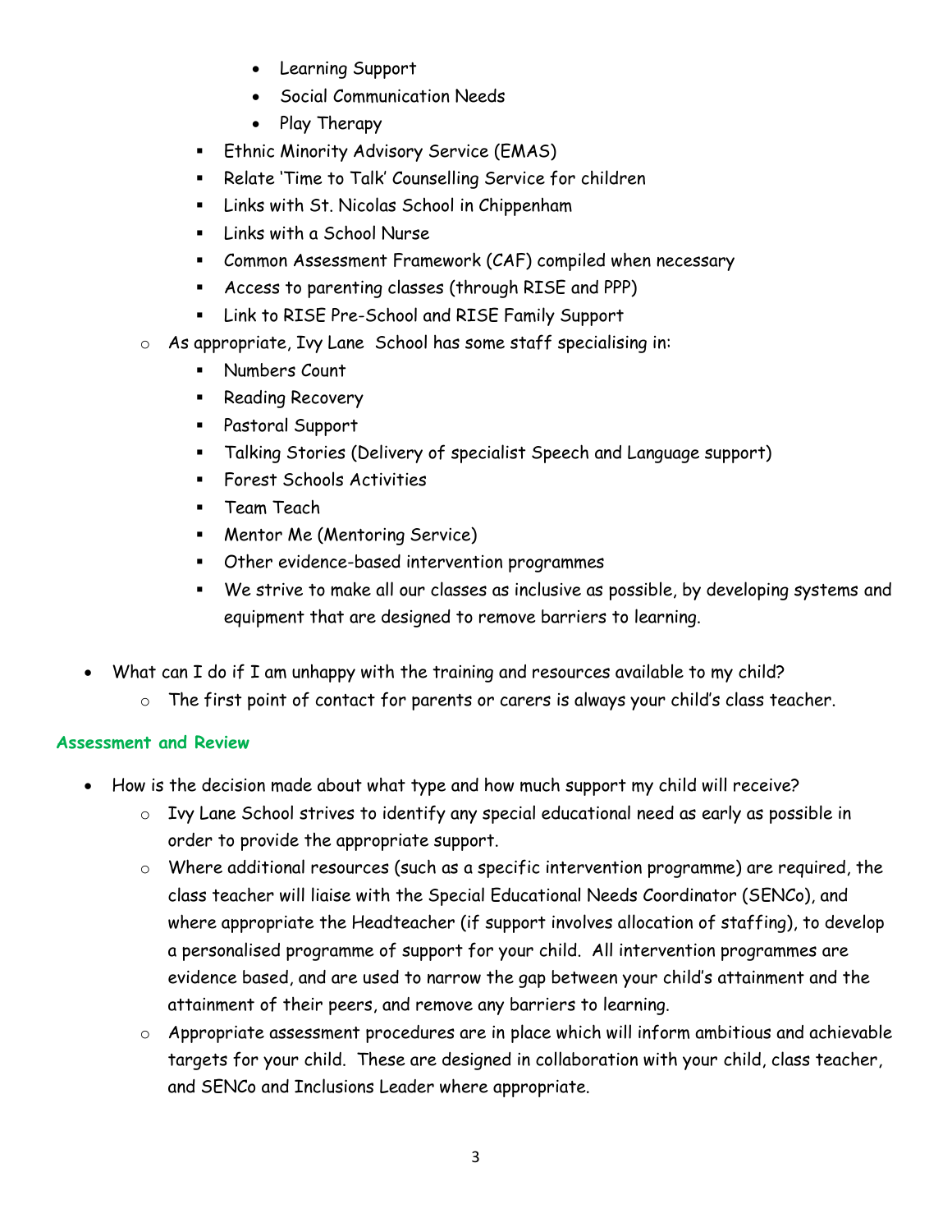- Learning Support
        - Social Communication Needs
        - Play Therapy
      - Ethnic Minority Advisory Service (EMAS)
      - Relate 'Time to Talk' Counselling Service for children
      - Links with St. Nicolas School in Chippenham
      - Links with a School Nurse
      - Common Assessment Framework (CAF) compiled when necessary
      - Access to parenting classes (through RISE and PPP)
      - Link to RISE Pre-School and RISE Family Support
    - As appropriate, Ivy Lane School has some staff specialising in:
      - Numbers Count
      - Reading Recovery
      - Pastoral Support
      - Talking Stories (Delivery of specialist Speech and Language support)
      - Forest Schools Activities
      - Team Teach
      - Mentor Me (Mentoring Service)
      - Other evidence-based intervention programmes
      - We strive to make all our classes as inclusive as possible, by developing systems and equipment that are designed to remove barriers to learning.

- What can I do if I am unhappy with the training and resources available to my child?
    - The first point of contact for parents or carers is always your child's class teacher.

### Assessment and Review

- How is the decision made about what type and how much support my child will receive?
    - Ivy Lane School strives to identify any special educational need as early as possible in order to provide the appropriate support.
    - Where additional resources (such as a specific intervention programme) are required, the class teacher will liaise with the Special Educational Needs Coordinator (SENCo), and where appropriate the Headteacher (if support involves allocation of staffing), to develop a personalised programme of support for your child. All intervention programmes are evidence based, and are used to narrow the gap between your child's attainment and the attainment of their peers, and remove any barriers to learning.
    - Appropriate assessment procedures are in place which will inform ambitious and achievable targets for your child. These are designed in collaboration with your child, class teacher, and SENCo and Inclusions Leader where appropriate.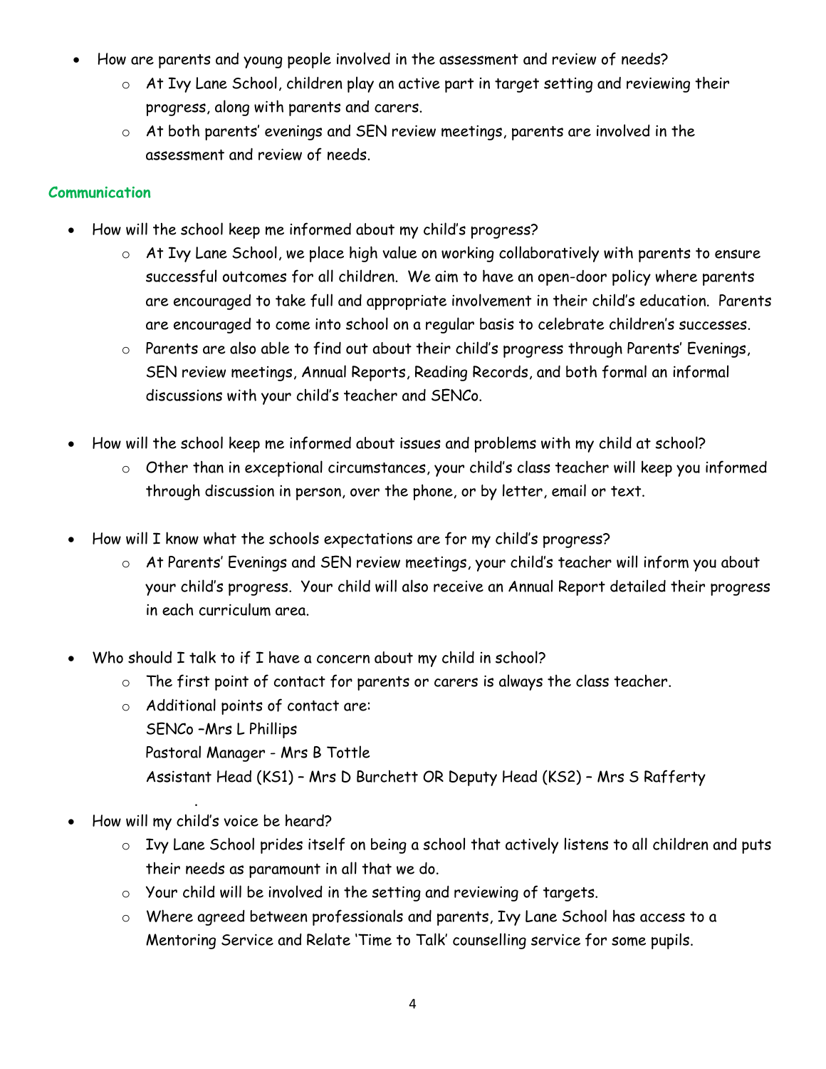- How are parents and young people involved in the assessment and review of needs?
  - At Ivy Lane School, children play an active part in target setting and reviewing their progress, along with parents and carers.
  - At both parents' evenings and SEN review meetings, parents are involved in the assessment and review of needs.

### Communication

- How will the school keep me informed about my child's progress?
  - At Ivy Lane School, we place high value on working collaboratively with parents to ensure successful outcomes for all children. We aim to have an open-door policy where parents are encouraged to take full and appropriate involvement in their child's education. Parents are encouraged to come into school on a regular basis to celebrate children's successes.
  - Parents are also able to find out about their child's progress through Parents' Evenings, SEN review meetings, Annual Reports, Reading Records, and both formal an informal discussions with your child's teacher and SENCo.

- How will the school keep me informed about issues and problems with my child at school?
  - Other than in exceptional circumstances, your child's class teacher will keep you informed through discussion in person, over the phone, or by letter, email or text.

- How will I know what the schools expectations are for my child's progress?
  - At Parents' Evenings and SEN review meetings, your child's teacher will inform you about your child's progress. Your child will also receive an Annual Report detailed their progress in each curriculum area.

- Who should I talk to if I have a concern about my child in school?
  - The first point of contact for parents or carers is always the class teacher.
  - Additional points of contact are:
    SENCo –Mrs L Phillips
    Pastoral Manager - Mrs B Tottle
    Assistant Head (KS1) – Mrs D Burchett OR Deputy Head (KS2) – Mrs S Rafferty

- How will my child's voice be heard?
  - Ivy Lane School prides itself on being a school that actively listens to all children and puts their needs as paramount in all that we do.
  - Your child will be involved in the setting and reviewing of targets.
  - Where agreed between professionals and parents, Ivy Lane School has access to a Mentoring Service and Relate 'Time to Talk' counselling service for some pupils.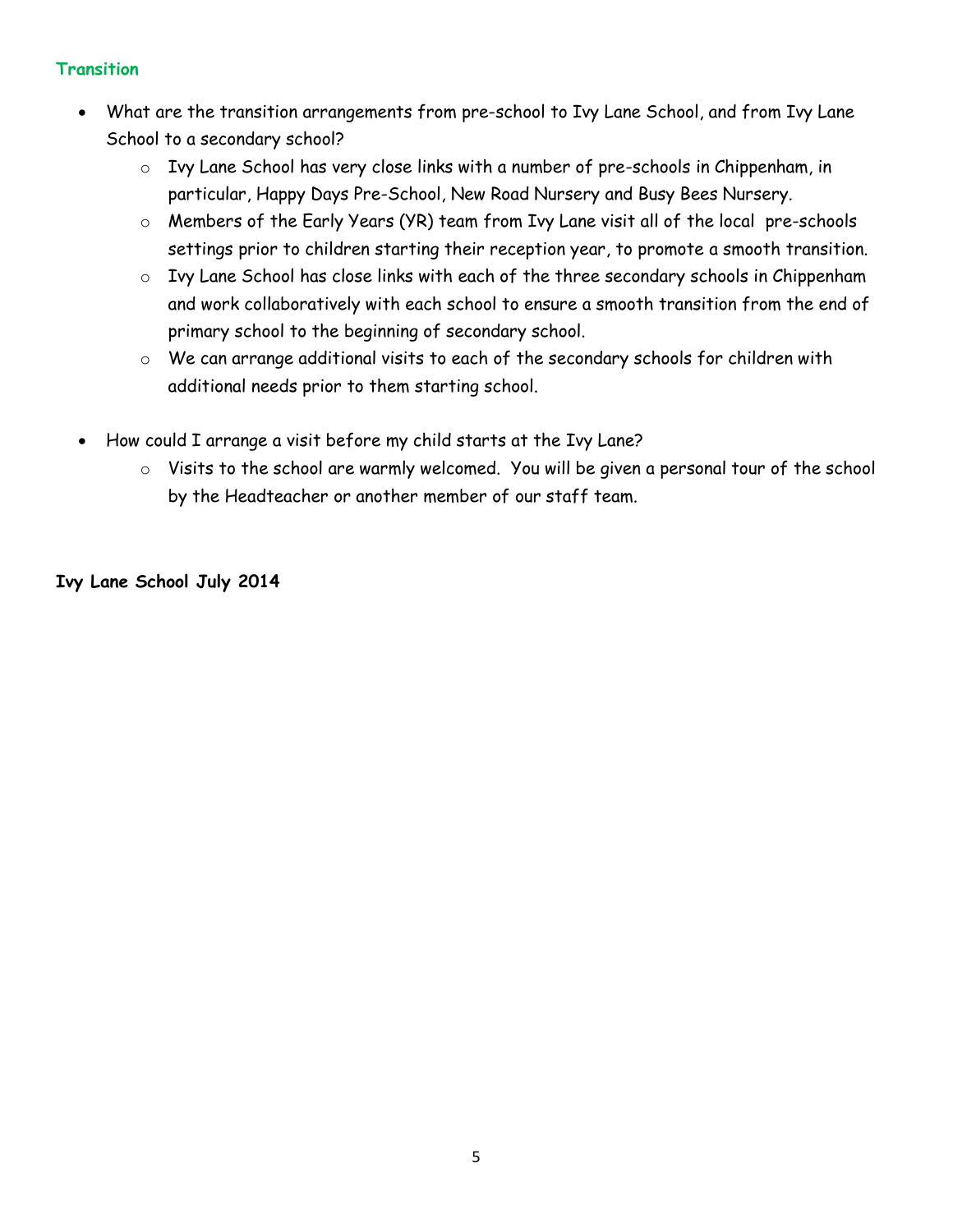### Transition

- What are the transition arrangements from pre-school to Ivy Lane School, and from Ivy Lane School to a secondary school?
    - Ivy Lane School has very close links with a number of pre-schools in Chippenham, in particular, Happy Days Pre-School, New Road Nursery and Busy Bees Nursery.
    - Members of the Early Years (YR) team from Ivy Lane visit all of the local pre-schools settings prior to children starting their reception year, to promote a smooth transition.
    - Ivy Lane School has close links with each of the three secondary schools in Chippenham and work collaboratively with each school to ensure a smooth transition from the end of primary school to the beginning of secondary school.
    - We can arrange additional visits to each of the secondary schools for children with additional needs prior to them starting school.

- How could I arrange a visit before my child starts at the Ivy Lane?
    - Visits to the school are warmly welcomed. You will be given a personal tour of the school by the Headteacher or another member of our staff team.

**Ivy Lane School July 2014**